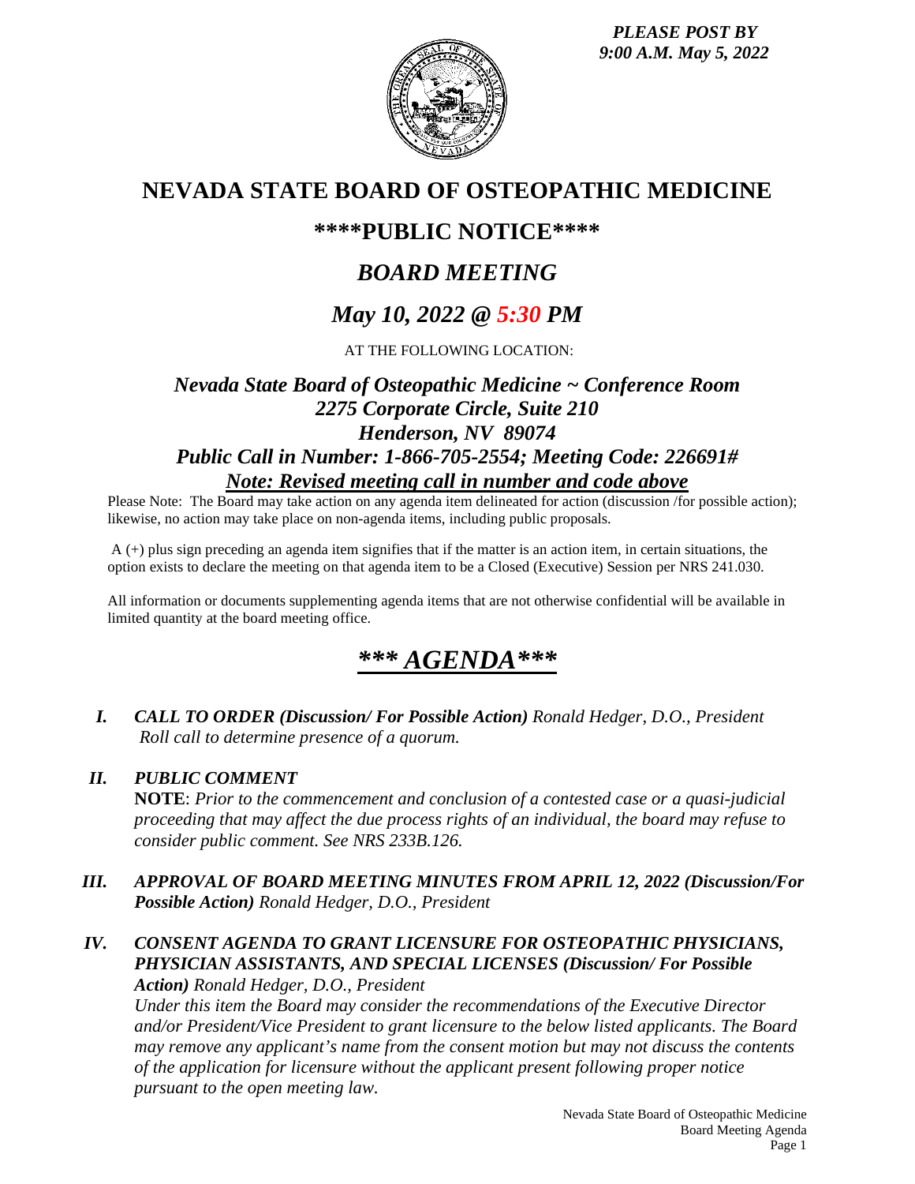*PLEASE POST BY*
*9:00 A.M. May 5, 2022*

# NEVADA STATE BOARD OF OSTEOPATHIC MEDICINE

## \*\*\*\*PUBLIC NOTICE\*\*\*\*

## *BOARD MEETING*

## *May 10, 2022 @ 5:30 PM*

AT THE FOLLOWING LOCATION:

### *Nevada State Board of Osteopathic Medicine ~ Conference Room*
### *2275 Corporate Circle, Suite 210*
### *Henderson, NV 89074*
### *Public Call in Number: 1-866-705-2554; Meeting Code: 226691#*
### ***Note: Revised meeting call in number and code above***

Please Note: The Board may take action on any agenda item delineated for action (discussion /for possible action); likewise, no action may take place on non-agenda items, including public proposals.

A (+) plus sign preceding an agenda item signifies that if the matter is an action item, in certain situations, the option exists to declare the meeting on that agenda item to be a Closed (Executive) Session per NRS 241.030.

All information or documents supplementing agenda items that are not otherwise confidential will be available in limited quantity at the board meeting office.

## *\*\*\* AGENDA\*\*\**

***I. CALL TO ORDER (Discussion/ For Possible Action)*** *Ronald Hedger, D.O., President*
*Roll call to determine presence of a quorum.*

***II. PUBLIC COMMENT***
**NOTE**: *Prior to the commencement and conclusion of a contested case or a quasi-judicial proceeding that may affect the due process rights of an individual, the board may refuse to consider public comment. See NRS 233B.126.*

***III. APPROVAL OF BOARD MEETING MINUTES FROM APRIL 12, 2022 (Discussion/For Possible Action)*** *Ronald Hedger, D.O., President*

***IV. CONSENT AGENDA TO GRANT LICENSURE FOR OSTEOPATHIC PHYSICIANS, PHYSICIAN ASSISTANTS, AND SPECIAL LICENSES (Discussion/ For Possible Action)*** *Ronald Hedger, D.O., President*
*Under this item the Board may consider the recommendations of the Executive Director and/or President/Vice President to grant licensure to the below listed applicants. The Board may remove any applicant's name from the consent motion but may not discuss the contents of the application for licensure without the applicant present following proper notice pursuant to the open meeting law.*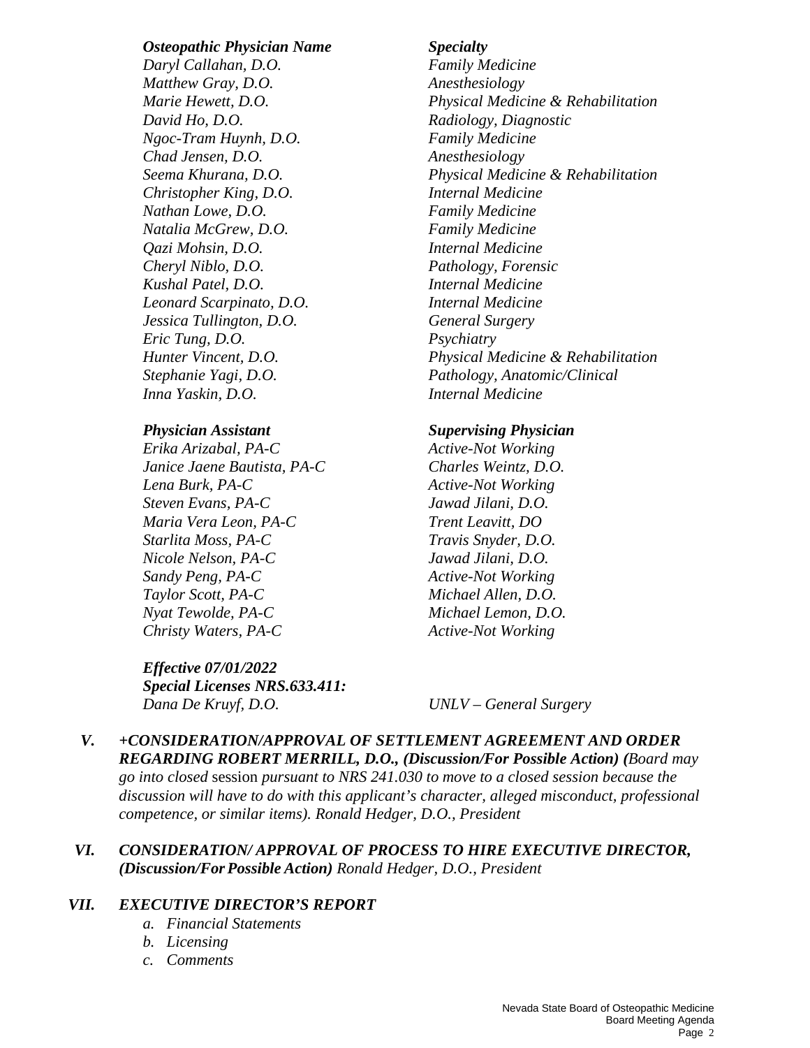| *Osteopathic Physician Name* | *Specialty* |
| --- | --- |
| *Daryl Callahan, D.O.* | *Family Medicine* |
| *Matthew Gray, D.O.* | *Anesthesiology* |
| *Marie Hewett, D.O.* | *Physical Medicine & Rehabilitation* |
| *David Ho, D.O.* | *Radiology, Diagnostic* |
| *Ngoc-Tram Huynh, D.O.* | *Family Medicine* |
| *Chad Jensen, D.O.* | *Anesthesiology* |
| *Seema Khurana, D.O.* | *Physical Medicine & Rehabilitation* |
| *Christopher King, D.O.* | *Internal Medicine* |
| *Nathan Lowe, D.O.* | *Family Medicine* |
| *Natalia McGrew, D.O.* | *Family Medicine* |
| *Qazi Mohsin, D.O.* | *Internal Medicine* |
| *Cheryl Niblo, D.O.* | *Pathology, Forensic* |
| *Kushal Patel, D.O.* | *Internal Medicine* |
| *Leonard Scarpinato, D.O.* | *Internal Medicine* |
| *Jessica Tullington, D.O.* | *General Surgery* |
| *Eric Tung, D.O.* | *Psychiatry* |
| *Hunter Vincent, D.O.* | *Physical Medicine & Rehabilitation* |
| *Stephanie Yagi, D.O.* | *Pathology, Anatomic/Clinical* |
| *Inna Yaskin, D.O.* | *Internal Medicine* |

| *Physician Assistant* | *Supervising Physician* |
| --- | --- |
| *Erika Arizabal, PA-C* | *Active-Not Working* |
| *Janice Jaene Bautista, PA-C* | *Charles Weintz, D.O.* |
| *Lena Burk, PA-C* | *Active-Not Working* |
| *Steven Evans, PA-C* | *Jawad Jilani, D.O.* |
| *Maria Vera Leon, PA-C* | *Trent Leavitt, DO* |
| *Starlita Moss, PA-C* | *Travis Snyder, D.O.* |
| *Nicole Nelson, PA-C* | *Jawad Jilani, D.O.* |
| *Sandy Peng, PA-C* | *Active-Not Working* |
| *Taylor Scott, PA-C* | *Michael Allen, D.O.* |
| *Nyat Tewolde, PA-C* | *Michael Lemon, D.O.* |
| *Christy Waters, PA-C* | *Active-Not Working* |

***Effective 07/01/2022***
***Special Licenses NRS.633.411:***

| | |
| --- | --- |
| *Dana De Kruyf, D.O.* | *UNLV – General Surgery* |

***V. +CONSIDERATION/APPROVAL OF SETTLEMENT AGREEMENT AND ORDER REGARDING ROBERT MERRILL, D.O., (Discussion/For Possible Action) (****Board may go into closed* session *pursuant to NRS 241.030 to move to a closed session because the discussion will have to do with this applicant's character, alleged misconduct, professional competence, or similar items). Ronald Hedger, D.O., President*

***VI. CONSIDERATION/ APPROVAL OF PROCESS TO HIRE EXECUTIVE DIRECTOR, (Discussion/For Possible Action)*** *Ronald Hedger, D.O., President*

***VII. EXECUTIVE DIRECTOR'S REPORT***

*a. Financial Statements*
*b. Licensing*
*c. Comments*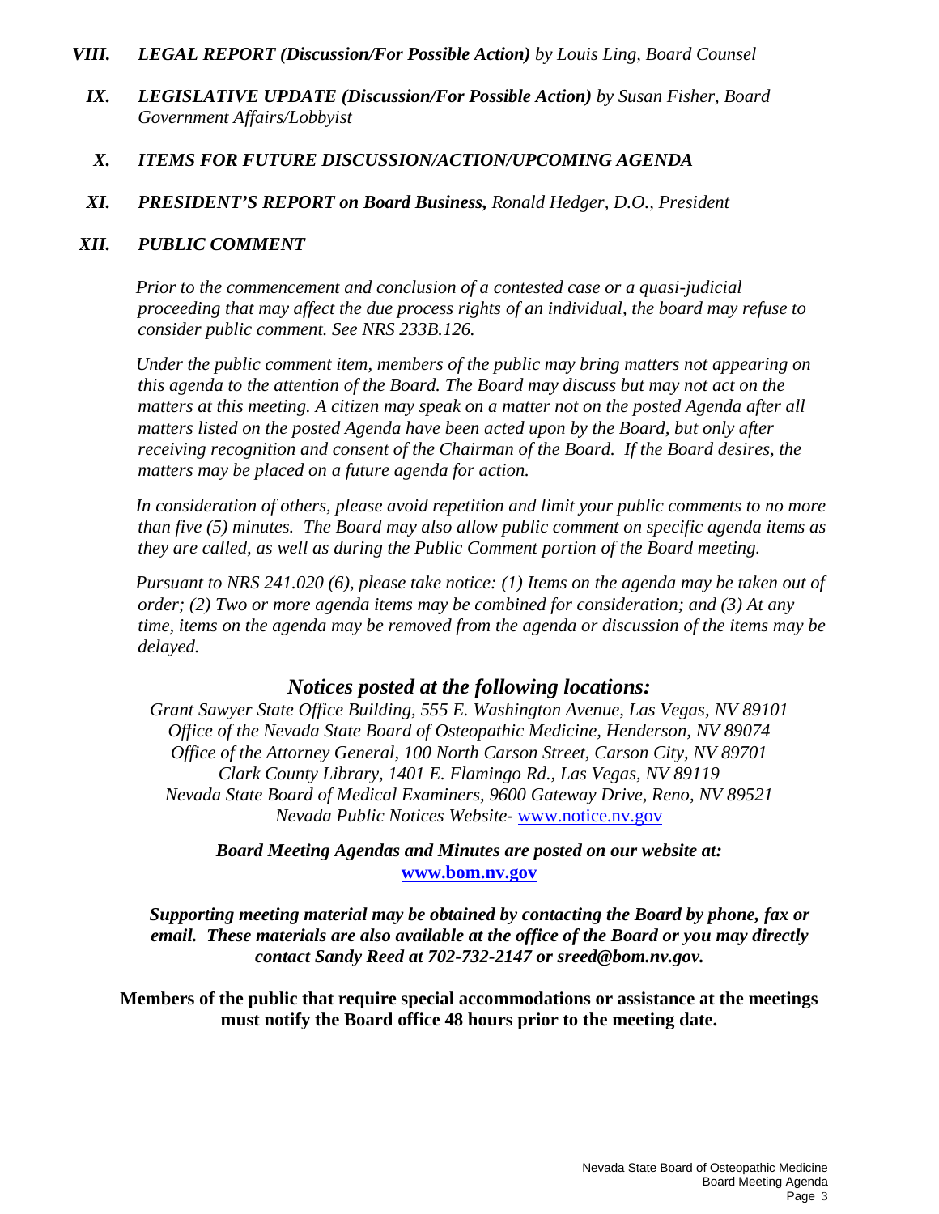***VIII. LEGAL REPORT (Discussion/For Possible Action)*** *by Louis Ling, Board Counsel*

***IX. LEGISLATIVE UPDATE (Discussion/For Possible Action)*** *by Susan Fisher, Board Government Affairs/Lobbyist*

***X. ITEMS FOR FUTURE DISCUSSION/ACTION/UPCOMING AGENDA***

***XI. PRESIDENT'S REPORT on Board Business,*** *Ronald Hedger, D.O., President*

***XII. PUBLIC COMMENT***

*Prior to the commencement and conclusion of a contested case or a quasi-judicial proceeding that may affect the due process rights of an individual, the board may refuse to consider public comment. See NRS 233B.126.*

*Under the public comment item, members of the public may bring matters not appearing on this agenda to the attention of the Board. The Board may discuss but may not act on the matters at this meeting. A citizen may speak on a matter not on the posted Agenda after all matters listed on the posted Agenda have been acted upon by the Board, but only after receiving recognition and consent of the Chairman of the Board. If the Board desires, the matters may be placed on a future agenda for action.*

*In consideration of others, please avoid repetition and limit your public comments to no more than five (5) minutes. The Board may also allow public comment on specific agenda items as they are called, as well as during the Public Comment portion of the Board meeting.*

*Pursuant to NRS 241.020 (6), please take notice: (1) Items on the agenda may be taken out of order; (2) Two or more agenda items may be combined for consideration; and (3) At any time, items on the agenda may be removed from the agenda or discussion of the items may be delayed.*

## *Notices posted at the following locations:*

*Grant Sawyer State Office Building, 555 E. Washington Avenue, Las Vegas, NV 89101*
*Office of the Nevada State Board of Osteopathic Medicine, Henderson, NV 89074*
*Office of the Attorney General, 100 North Carson Street, Carson City, NV 89701*
*Clark County Library, 1401 E. Flamingo Rd., Las Vegas, NV 89119*
*Nevada State Board of Medical Examiners, 9600 Gateway Drive, Reno, NV 89521*
*Nevada Public Notices Website-* www.notice.nv.gov

***Board Meeting Agendas and Minutes are posted on our website at:***
**www.bom.nv.gov**

***Supporting meeting material may be obtained by contacting the Board by phone, fax or email. These materials are also available at the office of the Board or you may directly contact Sandy Reed at 702-732-2147 or sreed@bom.nv.gov.***

**Members of the public that require special accommodations or assistance at the meetings must notify the Board office 48 hours prior to the meeting date.**